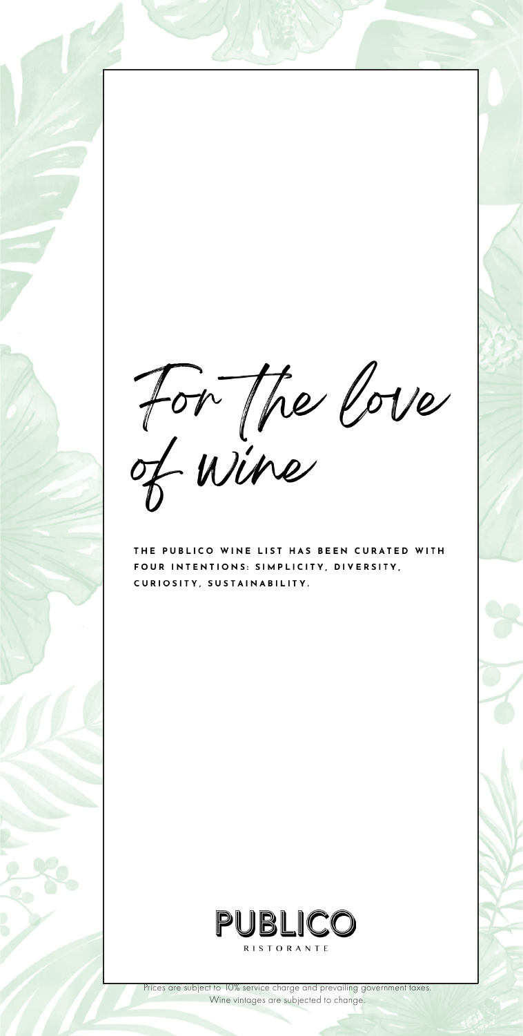# For the love of wine

**THE PUBLICO WINE LIST HAS BEEN CURATED WITH FOUR INTENTIONS: SIMPLICITY, DIVERSITY, CURIOSITY, SUSTAINABILITY.**

PUBLICO

RISTORANTE

Prices are subject to 10% service charge and prevailing government taxes.
Wine vintages are subjected to change.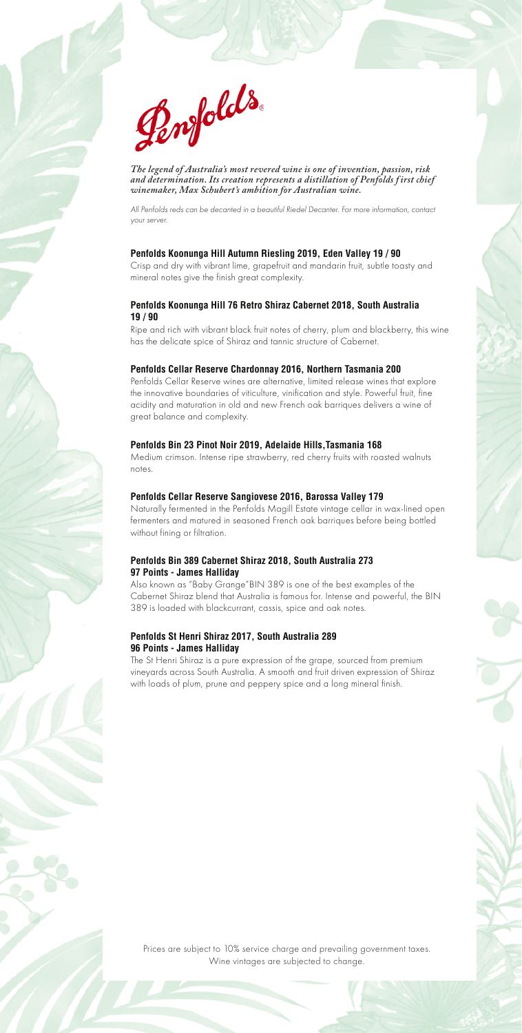# Penfolds

***The legend of Australia's most revered wine is one of invention, passion, risk and determination. Its creation represents a distillation of Penfolds first chief winemaker, Max Schubert's ambition for Australian wine.***

*All Penfolds reds can be decanted in a beautiful Riedel Decanter. For more information, contact your server.*

**Penfolds Koonunga Hill Autumn Riesling 2019, Eden Valley 19 / 90**

Crisp and dry with vibrant lime, grapefruit and mandarin fruit, subtle toasty and mineral notes give the finish great complexity.

**Penfolds Koonunga Hill 76 Retro Shiraz Cabernet 2018, South Australia 19 / 90**

Ripe and rich with vibrant black fruit notes of cherry, plum and blackberry, this wine has the delicate spice of Shiraz and tannic structure of Cabernet.

**Penfolds Cellar Reserve Chardonnay 2016, Northern Tasmania 200**

Penfolds Cellar Reserve wines are alternative, limited release wines that explore the innovative boundaries of viticulture, vinification and style. Powerful fruit, fine acidity and maturation in old and new French oak barriques delivers a wine of great balance and complexity.

**Penfolds Bin 23 Pinot Noir 2019, Adelaide Hills,Tasmania 168**

Medium crimson. Intense ripe strawberry, red cherry fruits with roasted walnuts notes.

**Penfolds Cellar Reserve Sangiovese 2016, Barossa Valley 179**

Naturally fermented in the Penfolds Magill Estate vintage cellar in wax-lined open fermenters and matured in seasoned French oak barriques before being bottled without fining or filtration.

**Penfolds Bin 389 Cabernet Shiraz 2018, South Australia 273**
**97 Points - James Halliday**

Also known as "Baby Grange"BIN 389 is one of the best examples of the Cabernet Shiraz blend that Australia is famous for. Intense and powerful, the BIN 389 is loaded with blackcurrant, cassis, spice and oak notes.

**Penfolds St Henri Shiraz 2017, South Australia 289**
**96 Points - James Halliday**

The St Henri Shiraz is a pure expression of the grape, sourced from premium vineyards across South Australia. A smooth and fruit driven expression of Shiraz with loads of plum, prune and peppery spice and a long mineral finish.

Prices are subject to 10% service charge and prevailing government taxes.
Wine vintages are subjected to change.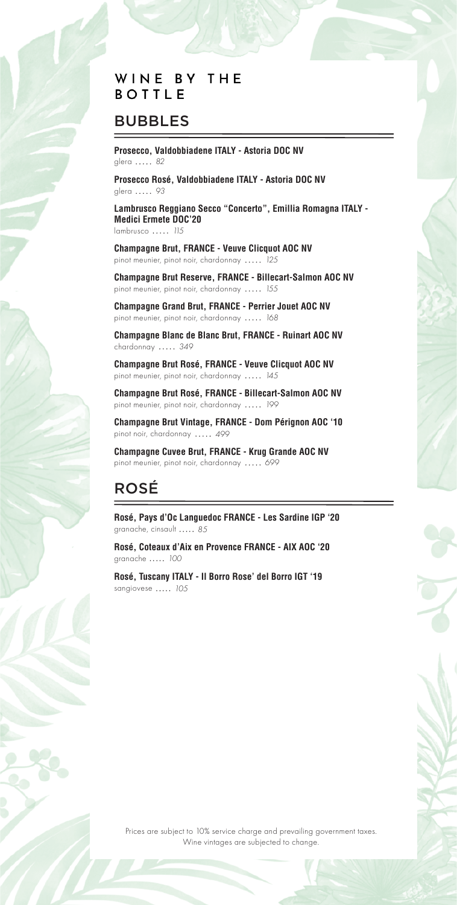# WINE BY THE BOTTLE

## BUBBLES

**Prosecco, Valdobbiadene ITALY - Astoria DOC NV**
glera ..... *82*

**Prosecco Rosé, Valdobbiadene ITALY - Astoria DOC NV**
glera ..... *93*

**Lambrusco Reggiano Secco "Concerto", Emillia Romagna ITALY - Medici Ermete DOC'20**
lambrusco ..... *115*

**Champagne Brut, FRANCE - Veuve Clicquot AOC NV**
pinot meunier, pinot noir, chardonnay ..... *125*

**Champagne Brut Reserve, FRANCE - Billecart-Salmon AOC NV**
pinot meunier, pinot noir, chardonnay ..... *155*

**Champagne Grand Brut, FRANCE - Perrier Jouet AOC NV**
pinot meunier, pinot noir, chardonnay ..... *168*

**Champagne Blanc de Blanc Brut, FRANCE - Ruinart AOC NV**
chardonnay ..... *349*

**Champagne Brut Rosé, FRANCE - Veuve Clicquot AOC NV**
pinot meunier, pinot noir, chardonnay ..... *145*

**Champagne Brut Rosé, FRANCE - Billecart-Salmon AOC NV**
pinot meunier, pinot noir, chardonnay ..... *199*

**Champagne Brut Vintage, FRANCE - Dom Pérignon AOC '10**
pinot noir, chardonnay ..... *499*

**Champagne Cuvee Brut, FRANCE - Krug Grande AOC NV**
pinot meunier, pinot noir, chardonnay ..... *699*

## ROSÉ

**Rosé, Pays d'Oc Languedoc FRANCE - Les Sardine IGP '20**
granache, cinsault ..... *85*

**Rosé, Coteaux d'Aix en Provence FRANCE - AIX AOC '20**
granache ..... *100*

**Rosé, Tuscany ITALY - Il Borro Rose' del Borro IGT '19**
sangiovese ..... *105*

Prices are subject to 10% service charge and prevailing government taxes.
Wine vintages are subjected to change.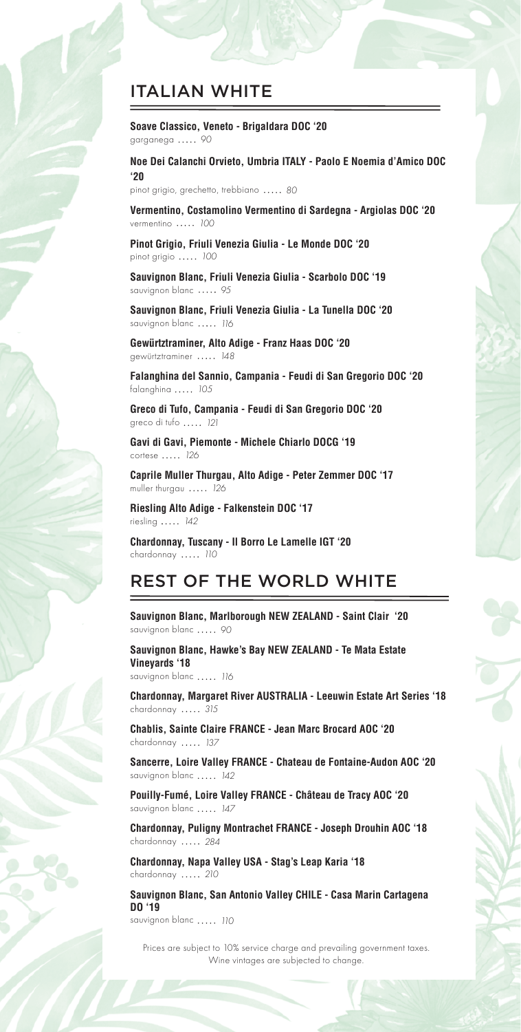## ITALIAN WHITE

**Soave Classico, Veneto - Brigaldara DOC '20**
garganega ….. *90*

**Noe Dei Calanchi Orvieto, Umbria ITALY - Paolo E Noemia d'Amico DOC '20**
pinot grigio, grechetto, trebbiano ….. *80*

**Vermentino, Costamolino Vermentino di Sardegna - Argiolas DOC '20**
vermentino ….. *100*

**Pinot Grigio, Friuli Venezia Giulia - Le Monde DOC '20**
pinot grigio ….. *100*

**Sauvignon Blanc, Friuli Venezia Giulia - Scarbolo DOC '19**
sauvignon blanc ….. *95*

**Sauvignon Blanc, Friuli Venezia Giulia - La Tunella DOC '20**
sauvignon blanc ….. *116*

**Gewürztraminer, Alto Adige - Franz Haas DOC '20**
gewürtztraminer ….. *148*

**Falanghina del Sannio, Campania - Feudi di San Gregorio DOC '20**
falanghina ….. *105*

**Greco di Tufo, Campania - Feudi di San Gregorio DOC '20**
greco di tufo ….. *121*

**Gavi di Gavi, Piemonte - Michele Chiarlo DOCG '19**
cortese ….. *126*

**Caprile Muller Thurgau, Alto Adige - Peter Zemmer DOC '17**
muller thurgau ….. *126*

**Riesling Alto Adige - Falkenstein DOC '17**
riesling ….. *142*

**Chardonnay, Tuscany - Il Borro Le Lamelle IGT '20**
chardonnay ….. *110*

## REST OF THE WORLD WHITE

**Sauvignon Blanc, Marlborough NEW ZEALAND - Saint Clair '20**
sauvignon blanc ….. *90*

**Sauvignon Blanc, Hawke's Bay NEW ZEALAND - Te Mata Estate Vineyards '18**
sauvignon blanc ….. *116*

**Chardonnay, Margaret River AUSTRALIA - Leeuwin Estate Art Series '18**
chardonnay ….. *315*

**Chablis, Sainte Claire FRANCE - Jean Marc Brocard AOC '20**
chardonnay ….. *137*

**Sancerre, Loire Valley FRANCE - Chateau de Fontaine-Audon AOC '20**
sauvignon blanc ….. *142*

**Pouilly-Fumé, Loire Valley FRANCE - Château de Tracy AOC '20**
sauvignon blanc ….. *147*

**Chardonnay, Puligny Montrachet FRANCE - Joseph Drouhin AOC '18**
chardonnay ….. *284*

**Chardonnay, Napa Valley USA - Stag's Leap Karia '18**
chardonnay ….. *210*

**Sauvignon Blanc, San Antonio Valley CHILE - Casa Marin Cartagena DO '19**
sauvignon blanc ….. *110*

Prices are subject to 10% service charge and prevailing government taxes.
Wine vintages are subjected to change.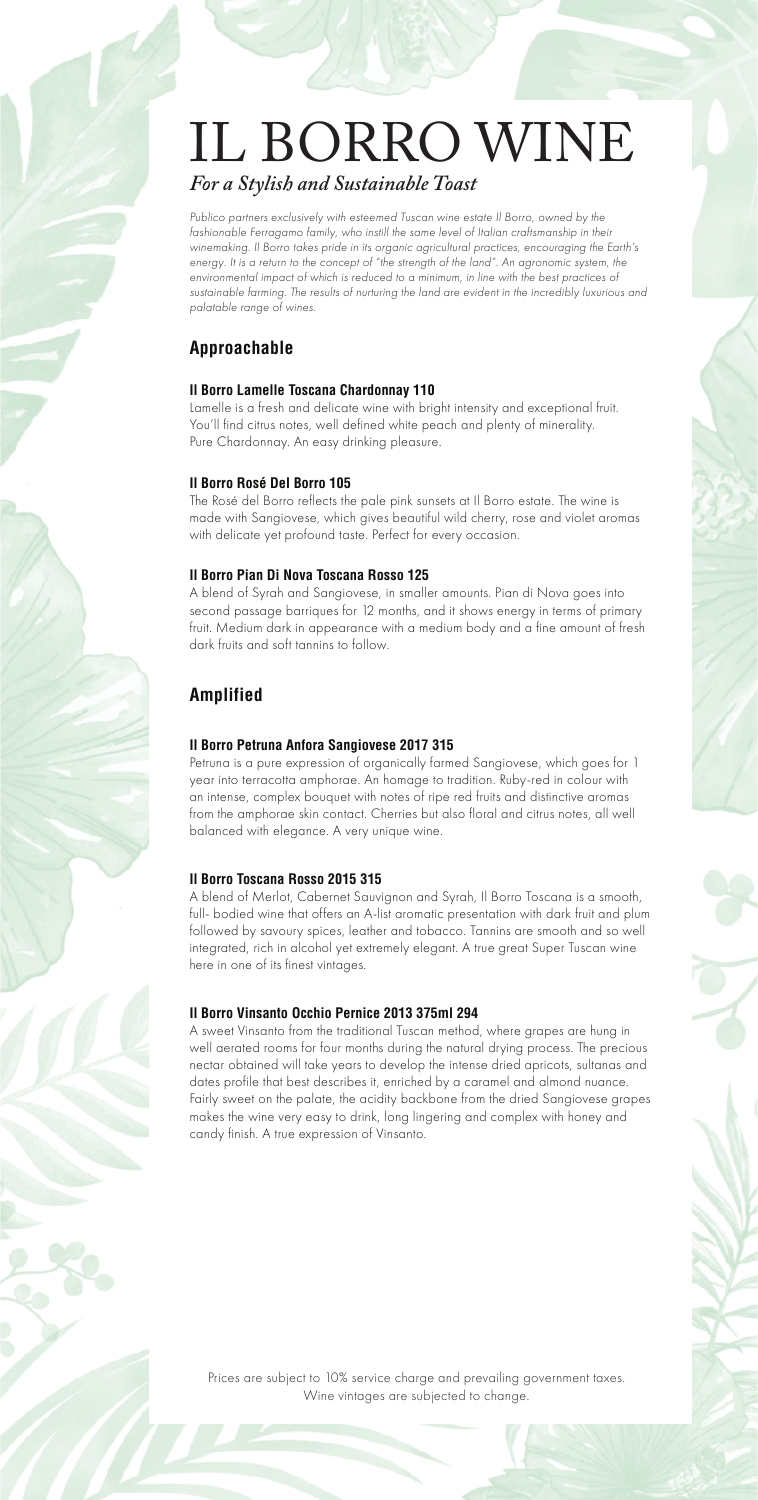# IL BORRO WINE

***For a Stylish and Sustainable Toast***

*Publico partners exclusively with esteemed Tuscan wine estate Il Borro, owned by the fashionable Ferragamo family, who instill the same level of Italian craftsmanship in their winemaking. Il Borro takes pride in its organic agricultural practices, encouraging the Earth's energy. It is a return to the concept of "the strength of the land". An agronomic system, the environmental impact of which is reduced to a minimum, in line with the best practices of sustainable farming. The results of nurturing the land are evident in the incredibly luxurious and palatable range of wines.*

## Approachable

### Il Borro Lamelle Toscana Chardonnay 110

Lamelle is a fresh and delicate wine with bright intensity and exceptional fruit. You'll find citrus notes, well defined white peach and plenty of minerality. Pure Chardonnay. An easy drinking pleasure.

### Il Borro Rosé Del Borro 105

The Rosé del Borro reflects the pale pink sunsets at Il Borro estate. The wine is made with Sangiovese, which gives beautiful wild cherry, rose and violet aromas with delicate yet profound taste. Perfect for every occasion.

### Il Borro Pian Di Nova Toscana Rosso 125

A blend of Syrah and Sangiovese, in smaller amounts. Pian di Nova goes into second passage barriques for 12 months, and it shows energy in terms of primary fruit. Medium dark in appearance with a medium body and a fine amount of fresh dark fruits and soft tannins to follow.

## Amplified

### Il Borro Petruna Anfora Sangiovese 2017 315

Petruna is a pure expression of organically farmed Sangiovese, which goes for 1 year into terracotta amphorae. An homage to tradition. Ruby-red in colour with an intense, complex bouquet with notes of ripe red fruits and distinctive aromas from the amphorae skin contact. Cherries but also floral and citrus notes, all well balanced with elegance. A very unique wine.

### Il Borro Toscana Rosso 2015 315

A blend of Merlot, Cabernet Sauvignon and Syrah, Il Borro Toscana is a smooth, full- bodied wine that offers an A-list aromatic presentation with dark fruit and plum followed by savoury spices, leather and tobacco. Tannins are smooth and so well integrated, rich in alcohol yet extremely elegant. A true great Super Tuscan wine here in one of its finest vintages.

### Il Borro Vinsanto Occhio Pernice 2013 375ml 294

A sweet Vinsanto from the traditional Tuscan method, where grapes are hung in well aerated rooms for four months during the natural drying process. The precious nectar obtained will take years to develop the intense dried apricots, sultanas and dates profile that best describes it, enriched by a caramel and almond nuance. Fairly sweet on the palate, the acidity backbone from the dried Sangiovese grapes makes the wine very easy to drink, long lingering and complex with honey and candy finish. A true expression of Vinsanto.

Prices are subject to 10% service charge and prevailing government taxes.
Wine vintages are subjected to change.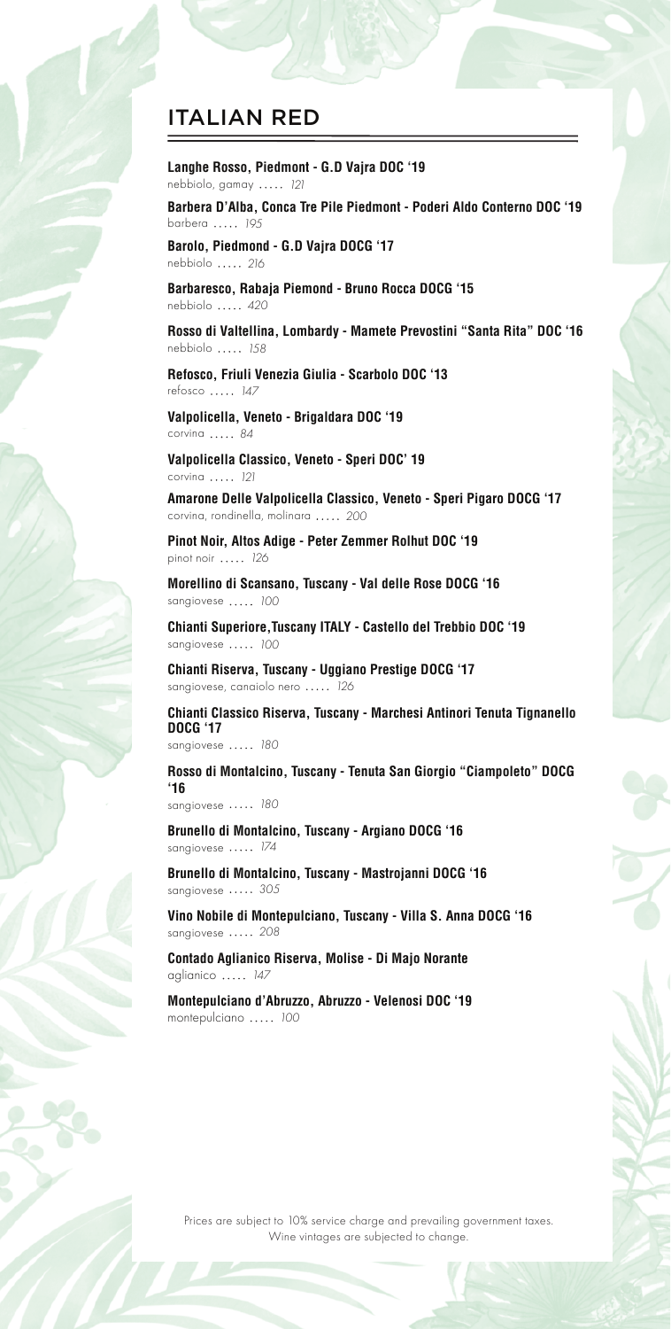## ITALIAN RED

**Langhe Rosso, Piedmont - G.D Vajra DOC '19**
nebbiolo, gamay ..... *121*

**Barbera D'Alba, Conca Tre Pile Piedmont - Poderi Aldo Conterno DOC '19**
barbera ..... *195*

**Barolo, Piedmond - G.D Vajra DOCG '17**
nebbiolo ..... *216*

**Barbaresco, Rabaja Piemond - Bruno Rocca DOCG '15**
nebbiolo ..... *420*

**Rosso di Valtellina, Lombardy - Mamete Prevostini "Santa Rita" DOC '16**
nebbiolo ..... *158*

**Refosco, Friuli Venezia Giulia - Scarbolo DOC '13**
refosco ..... *147*

**Valpolicella, Veneto - Brigaldara DOC '19**
corvina ..... *84*

**Valpolicella Classico, Veneto - Speri DOC' 19**
corvina ..... *121*

**Amarone Delle Valpolicella Classico, Veneto - Speri Pigaro DOCG '17**
corvina, rondinella, molinara ..... *200*

**Pinot Noir, Altos Adige - Peter Zemmer Rolhut DOC '19**
pinot noir ..... *126*

**Morellino di Scansano, Tuscany - Val delle Rose DOCG '16**
sangiovese ..... *100*

**Chianti Superiore,Tuscany ITALY - Castello del Trebbio DOC '19**
sangiovese ..... *100*

**Chianti Riserva, Tuscany - Uggiano Prestige DOCG '17**
sangiovese, canaiolo nero ..... *126*

**Chianti Classico Riserva, Tuscany - Marchesi Antinori Tenuta Tignanello DOCG '17**
sangiovese ..... *180*

**Rosso di Montalcino, Tuscany - Tenuta San Giorgio "Ciampoleto" DOCG '16**
sangiovese ..... *180*

**Brunello di Montalcino, Tuscany - Argiano DOCG '16**
sangiovese ..... *174*

**Brunello di Montalcino, Tuscany - Mastrojanni DOCG '16**
sangiovese ..... *305*

**Vino Nobile di Montepulciano, Tuscany - Villa S. Anna DOCG '16**
sangiovese ..... *208*

**Contado Aglianico Riserva, Molise - Di Majo Norante**
aglianico ..... *147*

**Montepulciano d'Abruzzo, Abruzzo - Velenosi DOC '19**
montepulciano ..... *100*

Prices are subject to 10% service charge and prevailing government taxes.
Wine vintages are subjected to change.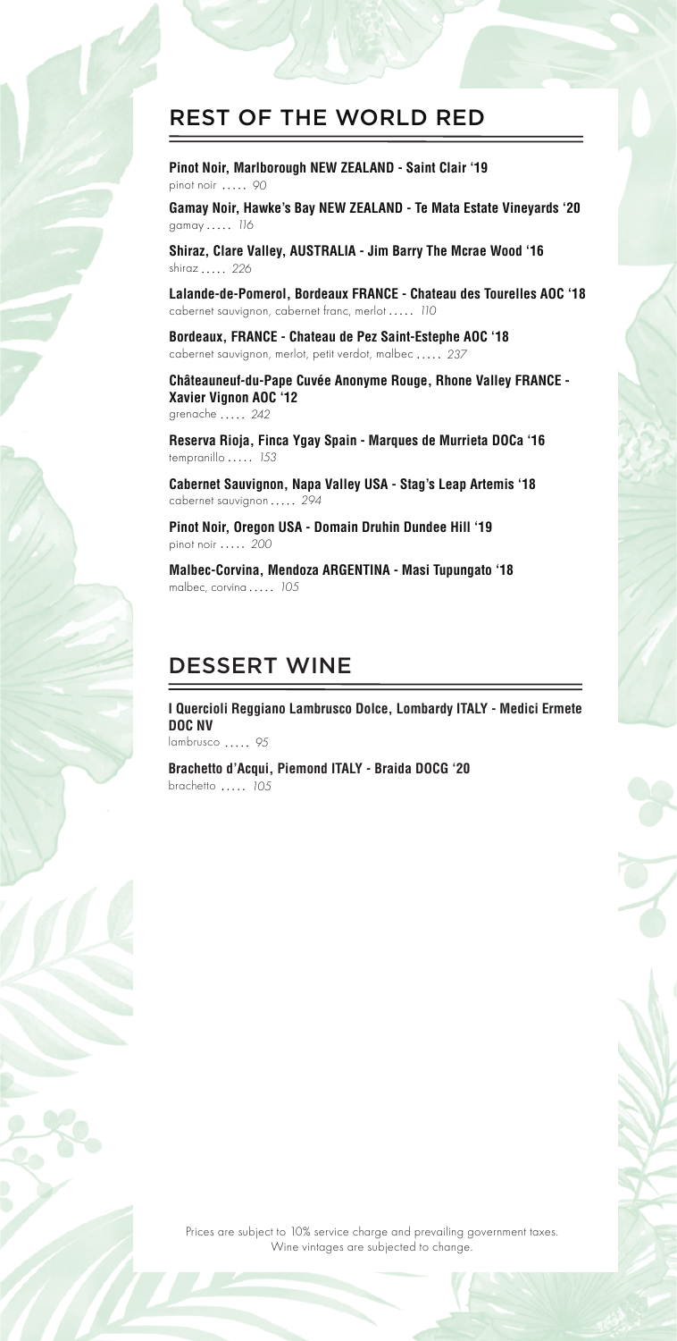## REST OF THE WORLD RED

**Pinot Noir, Marlborough NEW ZEALAND - Saint Clair '19**
pinot noir ..... *90*

**Gamay Noir, Hawke's Bay NEW ZEALAND - Te Mata Estate Vineyards '20**
gamay ..... *116*

**Shiraz, Clare Valley, AUSTRALIA - Jim Barry The Mcrae Wood '16**
shiraz ..... *226*

**Lalande-de-Pomerol, Bordeaux FRANCE - Chateau des Tourelles AOC '18**
cabernet sauvignon, cabernet franc, merlot ..... *110*

**Bordeaux, FRANCE - Chateau de Pez Saint-Estephe AOC '18**
cabernet sauvignon, merlot, petit verdot, malbec ..... *237*

**Châteauneuf-du-Pape Cuvée Anonyme Rouge, Rhone Valley FRANCE - Xavier Vignon AOC '12**
grenache ..... *242*

**Reserva Rioja, Finca Ygay Spain - Marques de Murrieta DOCa '16**
tempranillo ..... *153*

**Cabernet Sauvignon, Napa Valley USA - Stag's Leap Artemis '18**
cabernet sauvignon ..... *294*

**Pinot Noir, Oregon USA - Domain Druhin Dundee Hill '19**
pinot noir ..... *200*

**Malbec-Corvina, Mendoza ARGENTINA - Masi Tupungato '18**
malbec, corvina ..... *105*

## DESSERT WINE

**I Quercioli Reggiano Lambrusco Dolce, Lombardy ITALY - Medici Ermete DOC NV**
lambrusco ..... *95*

**Brachetto d'Acqui, Piemond ITALY - Braida DOCG '20**
brachetto ..... *105*

Prices are subject to 10% service charge and prevailing government taxes.
Wine vintages are subjected to change.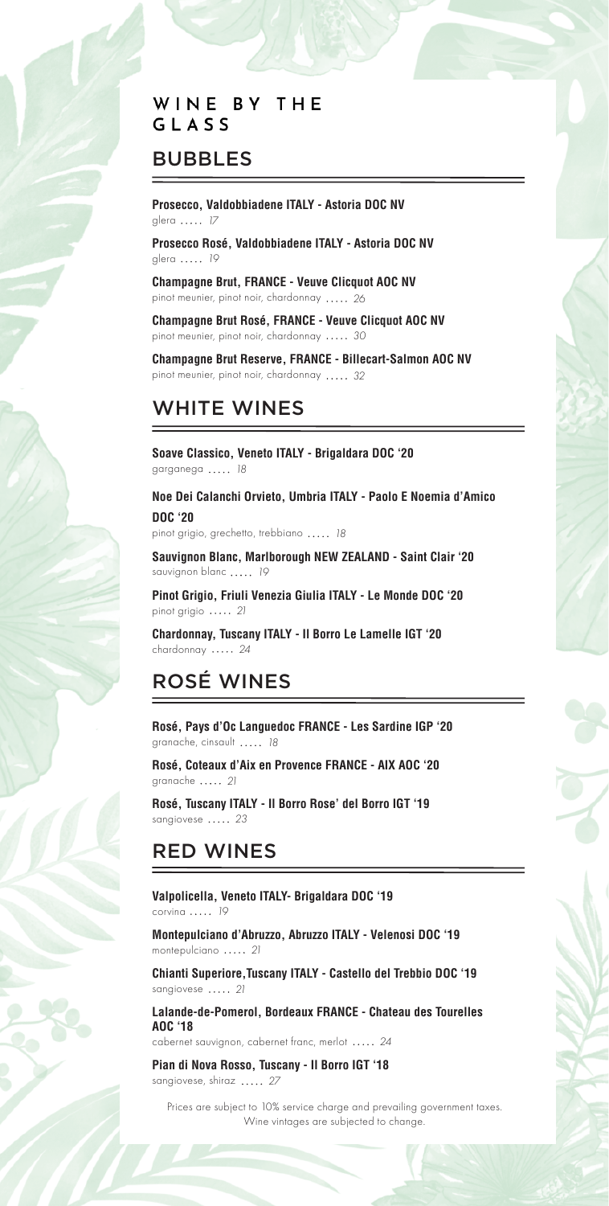# WINE BY THE GLASS

## BUBBLES

**Prosecco, Valdobbiadene ITALY - Astoria DOC NV**
glera ..... *17*

**Prosecco Rosé, Valdobbiadene ITALY - Astoria DOC NV**
glera ..... *19*

**Champagne Brut, FRANCE - Veuve Clicquot AOC NV**
pinot meunier, pinot noir, chardonnay ..... *26*

**Champagne Brut Rosé, FRANCE - Veuve Clicquot AOC NV**
pinot meunier, pinot noir, chardonnay ..... *30*

**Champagne Brut Reserve, FRANCE - Billecart-Salmon AOC NV**
pinot meunier, pinot noir, chardonnay ..... *32*

## WHITE WINES

**Soave Classico, Veneto ITALY - Brigaldara DOC '20**
garganega ..... *18*

**Noe Dei Calanchi Orvieto, Umbria ITALY - Paolo E Noemia d'Amico DOC '20**
pinot grigio, grechetto, trebbiano ..... *18*

**Sauvignon Blanc, Marlborough NEW ZEALAND - Saint Clair '20**
sauvignon blanc ..... *19*

**Pinot Grigio, Friuli Venezia Giulia ITALY - Le Monde DOC '20**
pinot grigio ..... *21*

**Chardonnay, Tuscany ITALY - Il Borro Le Lamelle IGT '20**
chardonnay ..... *24*

## ROSÉ WINES

**Rosé, Pays d'Oc Languedoc FRANCE - Les Sardine IGP '20**
granache, cinsault ..... *18*

**Rosé, Coteaux d'Aix en Provence FRANCE - AIX AOC '20**
granache ..... *21*

**Rosé, Tuscany ITALY - Il Borro Rose' del Borro IGT '19**
sangiovese ..... *23*

## RED WINES

**Valpolicella, Veneto ITALY- Brigaldara DOC '19**
corvina ..... *19*

**Montepulciano d'Abruzzo, Abruzzo ITALY - Velenosi DOC '19**
montepulciano ..... *21*

**Chianti Superiore,Tuscany ITALY - Castello del Trebbio DOC '19**
sangiovese ..... *21*

**Lalande-de-Pomerol, Bordeaux FRANCE - Chateau des Tourelles AOC '18**
cabernet sauvignon, cabernet franc, merlot ..... *24*

**Pian di Nova Rosso, Tuscany - Il Borro IGT '18**
sangiovese, shiraz ..... *27*

Prices are subject to 10% service charge and prevailing government taxes.
Wine vintages are subjected to change.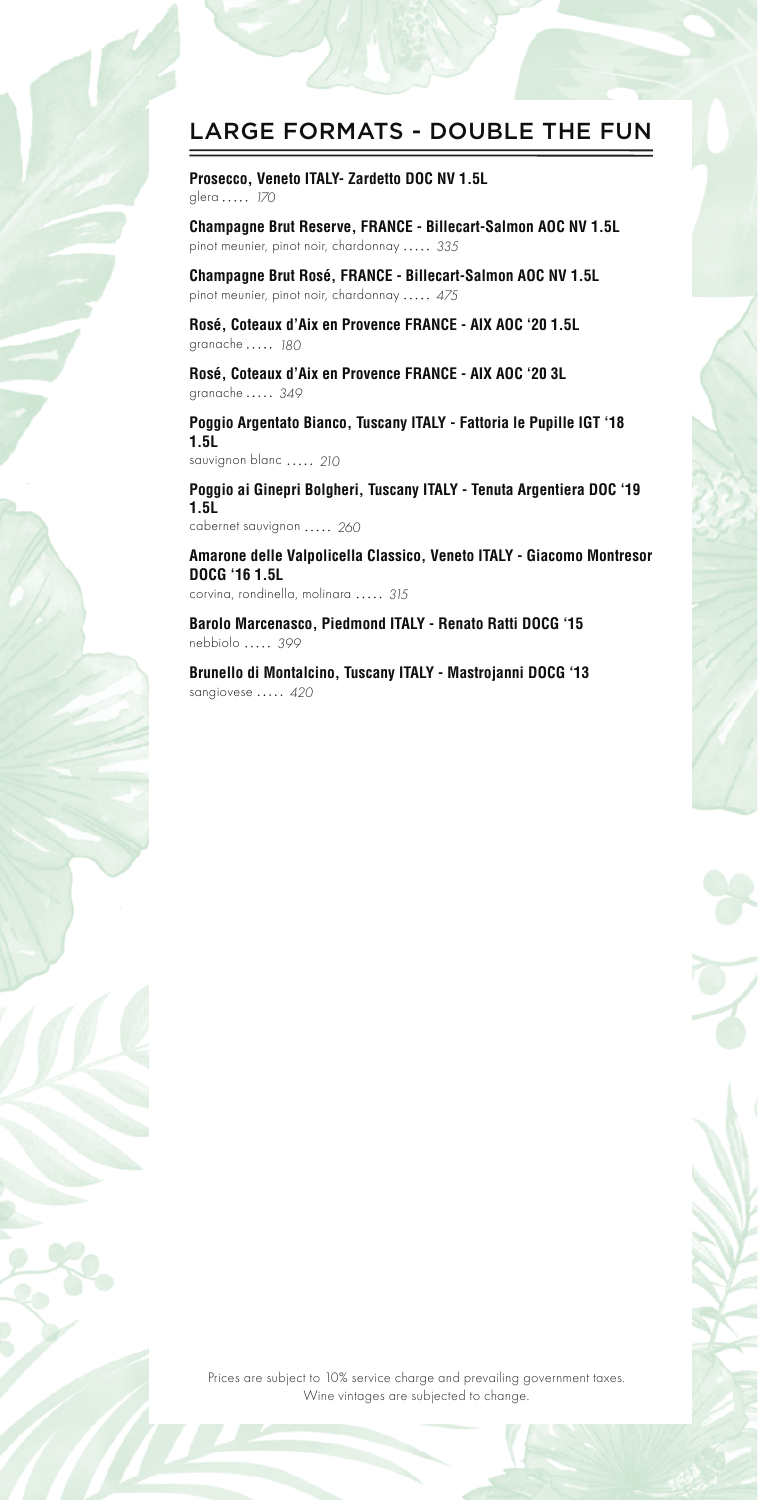## LARGE FORMATS - DOUBLE THE FUN

**Prosecco, Veneto ITALY- Zardetto DOC NV 1.5L**
glera ..... *170*

**Champagne Brut Reserve, FRANCE - Billecart-Salmon AOC NV 1.5L**
pinot meunier, pinot noir, chardonnay ..... *335*

**Champagne Brut Rosé, FRANCE - Billecart-Salmon AOC NV 1.5L**
pinot meunier, pinot noir, chardonnay ..... *475*

**Rosé, Coteaux d'Aix en Provence FRANCE - AIX AOC '20 1.5L**
granache ..... *180*

**Rosé, Coteaux d'Aix en Provence FRANCE - AIX AOC '20 3L**
granache ..... *349*

**Poggio Argentato Bianco, Tuscany ITALY - Fattoria le Pupille IGT '18 1.5L**
sauvignon blanc ..... *210*

**Poggio ai Ginepri Bolgheri, Tuscany ITALY - Tenuta Argentiera DOC '19 1.5L**
cabernet sauvignon ..... *260*

**Amarone delle Valpolicella Classico, Veneto ITALY - Giacomo Montresor DOCG '16 1.5L**
corvina, rondinella, molinara ..... *315*

**Barolo Marcenasco, Piedmond ITALY - Renato Ratti DOCG '15**
nebbiolo ..... *399*

**Brunello di Montalcino, Tuscany ITALY - Mastrojanni DOCG '13**
sangiovese ..... *420*

Prices are subject to 10% service charge and prevailing government taxes.
Wine vintages are subjected to change.